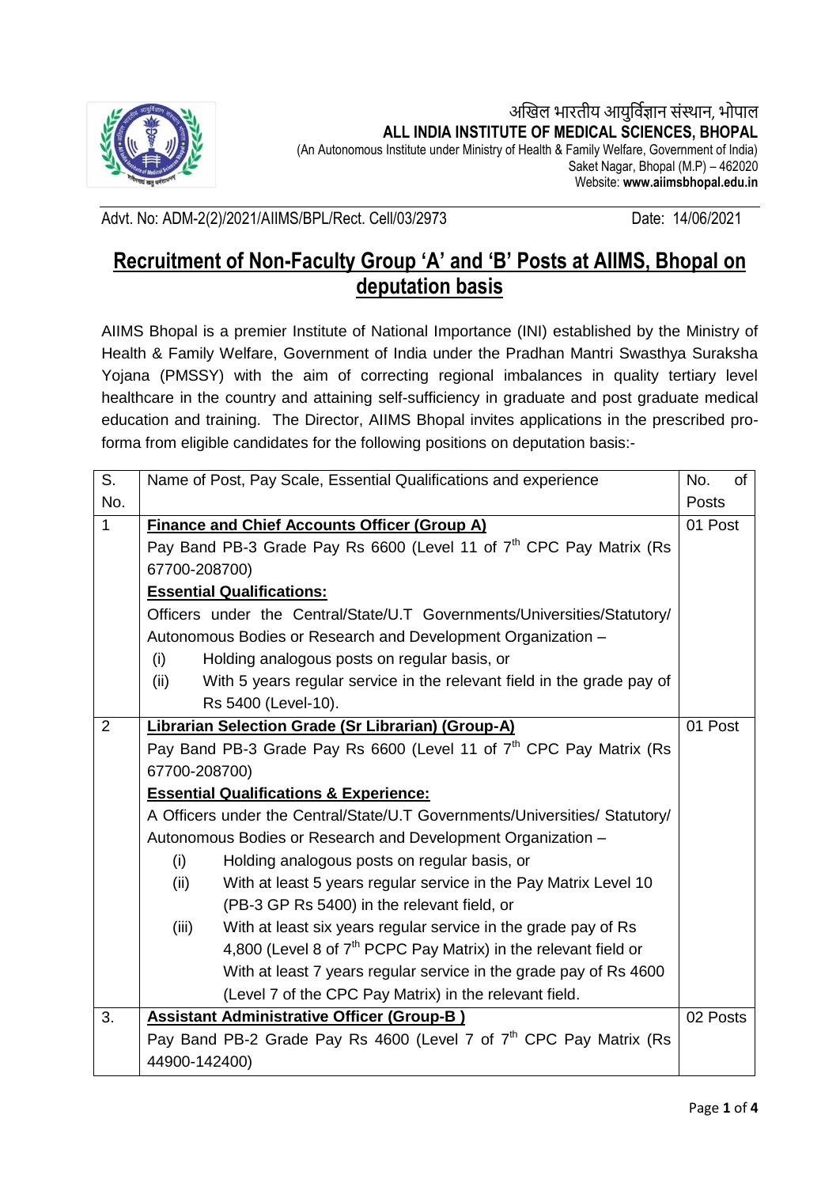अखिल भारतीय आयुर्विज्ञान संस्थान, भोपाल

**ALL INDIA INSTITUTE OF MEDICAL SCIENCES, BHOPAL**

(An Autonomous Institute under Ministry of Health & Family Welfare, Government of India)
Saket Nagar, Bhopal (M.P) – 462020
Website: **www.aiimsbhopal.edu.in**

Advt. No: ADM-2(2)/2021/AIIMS/BPL/Rect. Cell/03/2973 Date: 14/06/2021

# Recruitment of Non-Faculty Group 'A' and 'B' Posts at AIIMS, Bhopal on deputation basis

AIIMS Bhopal is a premier Institute of National Importance (INI) established by the Ministry of Health & Family Welfare, Government of India under the Pradhan Mantri Swasthya Suraksha Yojana (PMSSY) with the aim of correcting regional imbalances in quality tertiary level healthcare in the country and attaining self-sufficiency in graduate and post graduate medical education and training. The Director, AIIMS Bhopal invites applications in the prescribed pro-forma from eligible candidates for the following positions on deputation basis:-

| S. No. | Name of Post, Pay Scale, Essential Qualifications and experience | No. of Posts |
|---|---|---|
| 1 | **Finance and Chief Accounts Officer (Group A)**<br>Pay Band PB-3 Grade Pay Rs 6600 (Level 11 of 7th CPC Pay Matrix (Rs 67700-208700)<br>**Essential Qualifications:**<br>Officers under the Central/State/U.T Governments/Universities/Statutory/ Autonomous Bodies or Research and Development Organization –<br>(i) Holding analogous posts on regular basis, or<br>(ii) With 5 years regular service in the relevant field in the grade pay of Rs 5400 (Level-10). | 01 Post |
| 2 | **Librarian Selection Grade (Sr Librarian) (Group-A)**<br>Pay Band PB-3 Grade Pay Rs 6600 (Level 11 of 7th CPC Pay Matrix (Rs 67700-208700)<br>**Essential Qualifications & Experience:**<br>A Officers under the Central/State/U.T Governments/Universities/ Statutory/ Autonomous Bodies or Research and Development Organization –<br>(i) Holding analogous posts on regular basis, or<br>(ii) With at least 5 years regular service in the Pay Matrix Level 10 (PB-3 GP Rs 5400) in the relevant field, or<br>(iii) With at least six years regular service in the grade pay of Rs 4,800 (Level 8 of 7th PCPC Pay Matrix) in the relevant field or With at least 7 years regular service in the grade pay of Rs 4600 (Level 7 of the CPC Pay Matrix) in the relevant field. | 01 Post |
| 3. | **Assistant Administrative Officer (Group-B )**<br>Pay Band PB-2 Grade Pay Rs 4600 (Level 7 of 7th CPC Pay Matrix (Rs 44900-142400) | 02 Posts |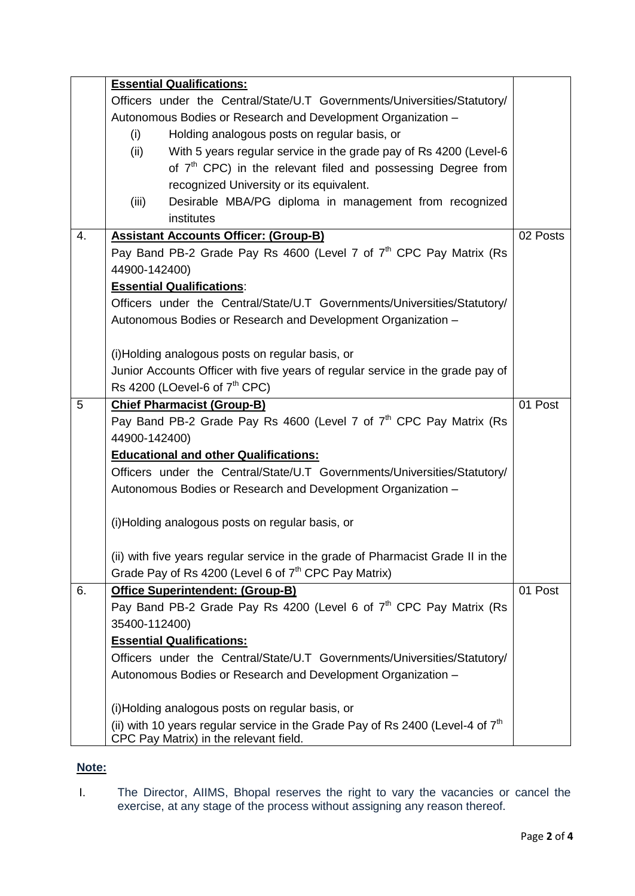| | | |
|---|---|---|
| | **Essential Qualifications:**<br>Officers under the Central/State/U.T Governments/Universities/Statutory/ Autonomous Bodies or Research and Development Organization –<br>(i) Holding analogous posts on regular basis, or<br>(ii) With 5 years regular service in the grade pay of Rs 4200 (Level-6 of 7th CPC) in the relevant filed and possessing Degree from recognized University or its equivalent.<br>(iii) Desirable MBA/PG diploma in management from recognized institutes | |
| 4. | **Assistant Accounts Officer: (Group-B)**<br>Pay Band PB-2 Grade Pay Rs 4600 (Level 7 of 7th CPC Pay Matrix (Rs 44900-142400)<br>**Essential Qualifications**:<br>Officers under the Central/State/U.T Governments/Universities/Statutory/ Autonomous Bodies or Research and Development Organization –<br><br>(i)Holding analogous posts on regular basis, or<br>Junior Accounts Officer with five years of regular service in the grade pay of Rs 4200 (LOevel-6 of 7th CPC) | 02 Posts |
| 5 | **Chief Pharmacist (Group-B)**<br>Pay Band PB-2 Grade Pay Rs 4600 (Level 7 of 7th CPC Pay Matrix (Rs 44900-142400)<br>**Educational and other Qualifications:**<br>Officers under the Central/State/U.T Governments/Universities/Statutory/ Autonomous Bodies or Research and Development Organization –<br><br>(i)Holding analogous posts on regular basis, or<br><br>(ii) with five years regular service in the grade of Pharmacist Grade II in the Grade Pay of Rs 4200 (Level 6 of 7th CPC Pay Matrix) | 01 Post |
| 6. | **Office Superintendent: (Group-B)**<br>Pay Band PB-2 Grade Pay Rs 4200 (Level 6 of 7th CPC Pay Matrix (Rs 35400-112400)<br>**Essential Qualifications:**<br>Officers under the Central/State/U.T Governments/Universities/Statutory/ Autonomous Bodies or Research and Development Organization –<br><br>(i)Holding analogous posts on regular basis, or<br>(ii) with 10 years regular service in the Grade Pay of Rs 2400 (Level-4 of 7th CPC Pay Matrix) in the relevant field. | 01 Post |

**Note:**

I. The Director, AIIMS, Bhopal reserves the right to vary the vacancies or cancel the exercise, at any stage of the process without assigning any reason thereof.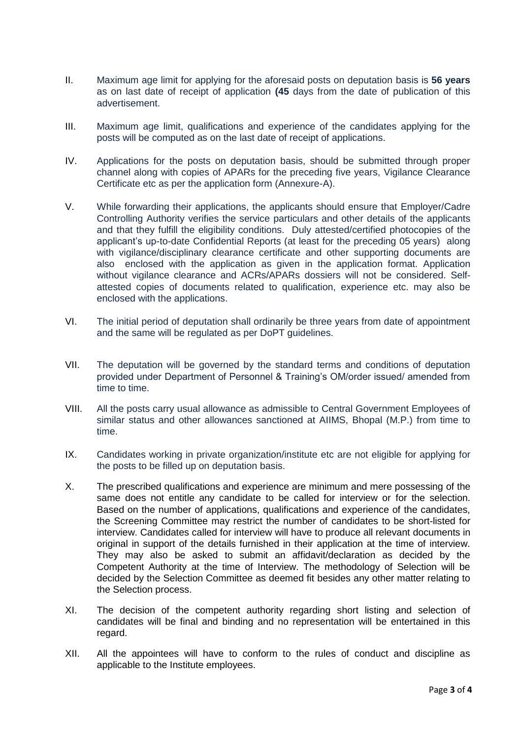II. Maximum age limit for applying for the aforesaid posts on deputation basis is **56 years** as on last date of receipt of application **(45** days from the date of publication of this advertisement.

III. Maximum age limit, qualifications and experience of the candidates applying for the posts will be computed as on the last date of receipt of applications.

IV. Applications for the posts on deputation basis, should be submitted through proper channel along with copies of APARs for the preceding five years, Vigilance Clearance Certificate etc as per the application form (Annexure-A).

V. While forwarding their applications, the applicants should ensure that Employer/Cadre Controlling Authority verifies the service particulars and other details of the applicants and that they fulfill the eligibility conditions. Duly attested/certified photocopies of the applicant's up-to-date Confidential Reports (at least for the preceding 05 years) along with vigilance/disciplinary clearance certificate and other supporting documents are also enclosed with the application as given in the application format. Application without vigilance clearance and ACRs/APARs dossiers will not be considered. Self-attested copies of documents related to qualification, experience etc. may also be enclosed with the applications.

VI. The initial period of deputation shall ordinarily be three years from date of appointment and the same will be regulated as per DoPT guidelines.

VII. The deputation will be governed by the standard terms and conditions of deputation provided under Department of Personnel & Training's OM/order issued/ amended from time to time.

VIII. All the posts carry usual allowance as admissible to Central Government Employees of similar status and other allowances sanctioned at AIIMS, Bhopal (M.P.) from time to time.

IX. Candidates working in private organization/institute etc are not eligible for applying for the posts to be filled up on deputation basis.

X. The prescribed qualifications and experience are minimum and mere possessing of the same does not entitle any candidate to be called for interview or for the selection. Based on the number of applications, qualifications and experience of the candidates, the Screening Committee may restrict the number of candidates to be short-listed for interview. Candidates called for interview will have to produce all relevant documents in original in support of the details furnished in their application at the time of interview. They may also be asked to submit an affidavit/declaration as decided by the Competent Authority at the time of Interview. The methodology of Selection will be decided by the Selection Committee as deemed fit besides any other matter relating to the Selection process.

XI. The decision of the competent authority regarding short listing and selection of candidates will be final and binding and no representation will be entertained in this regard.

XII. All the appointees will have to conform to the rules of conduct and discipline as applicable to the Institute employees.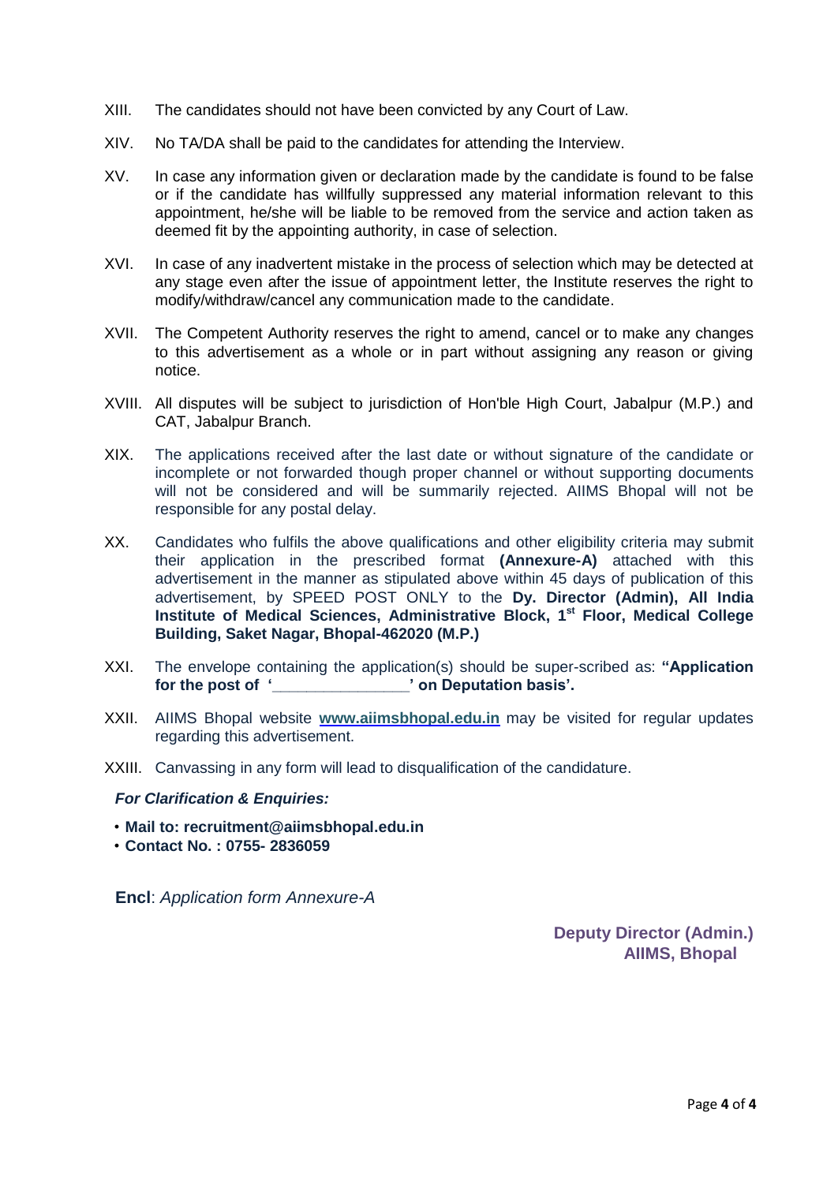XIII. The candidates should not have been convicted by any Court of Law.

XIV. No TA/DA shall be paid to the candidates for attending the Interview.

XV. In case any information given or declaration made by the candidate is found to be false or if the candidate has willfully suppressed any material information relevant to this appointment, he/she will be liable to be removed from the service and action taken as deemed fit by the appointing authority, in case of selection.

XVI. In case of any inadvertent mistake in the process of selection which may be detected at any stage even after the issue of appointment letter, the Institute reserves the right to modify/withdraw/cancel any communication made to the candidate.

XVII. The Competent Authority reserves the right to amend, cancel or to make any changes to this advertisement as a whole or in part without assigning any reason or giving notice.

XVIII. All disputes will be subject to jurisdiction of Hon'ble High Court, Jabalpur (M.P.) and CAT, Jabalpur Branch.

XIX. The applications received after the last date or without signature of the candidate or incomplete or not forwarded though proper channel or without supporting documents will not be considered and will be summarily rejected. AIIMS Bhopal will not be responsible for any postal delay.

XX. Candidates who fulfils the above qualifications and other eligibility criteria may submit their application in the prescribed format **(Annexure-A)** attached with this advertisement in the manner as stipulated above within 45 days of publication of this advertisement, by SPEED POST ONLY to the **Dy. Director (Admin), All India Institute of Medical Sciences, Administrative Block, 1st Floor, Medical College Building, Saket Nagar, Bhopal-462020 (M.P.)**

XXI. The envelope containing the application(s) should be super-scribed as: **"Application for the post of '_______________' on Deputation basis'.**

XXII. AIIMS Bhopal website **www.aiimsbhopal.edu.in** may be visited for regular updates regarding this advertisement.

XXIII. Canvassing in any form will lead to disqualification of the candidature.

***For Clarification & Enquiries:***

- **Mail to: recruitment@aiimsbhopal.edu.in**
- **Contact No. : 0755- 2836059**

**Encl**: *Application form Annexure-A*

**Deputy Director (Admin.)**
**AIIMS, Bhopal**